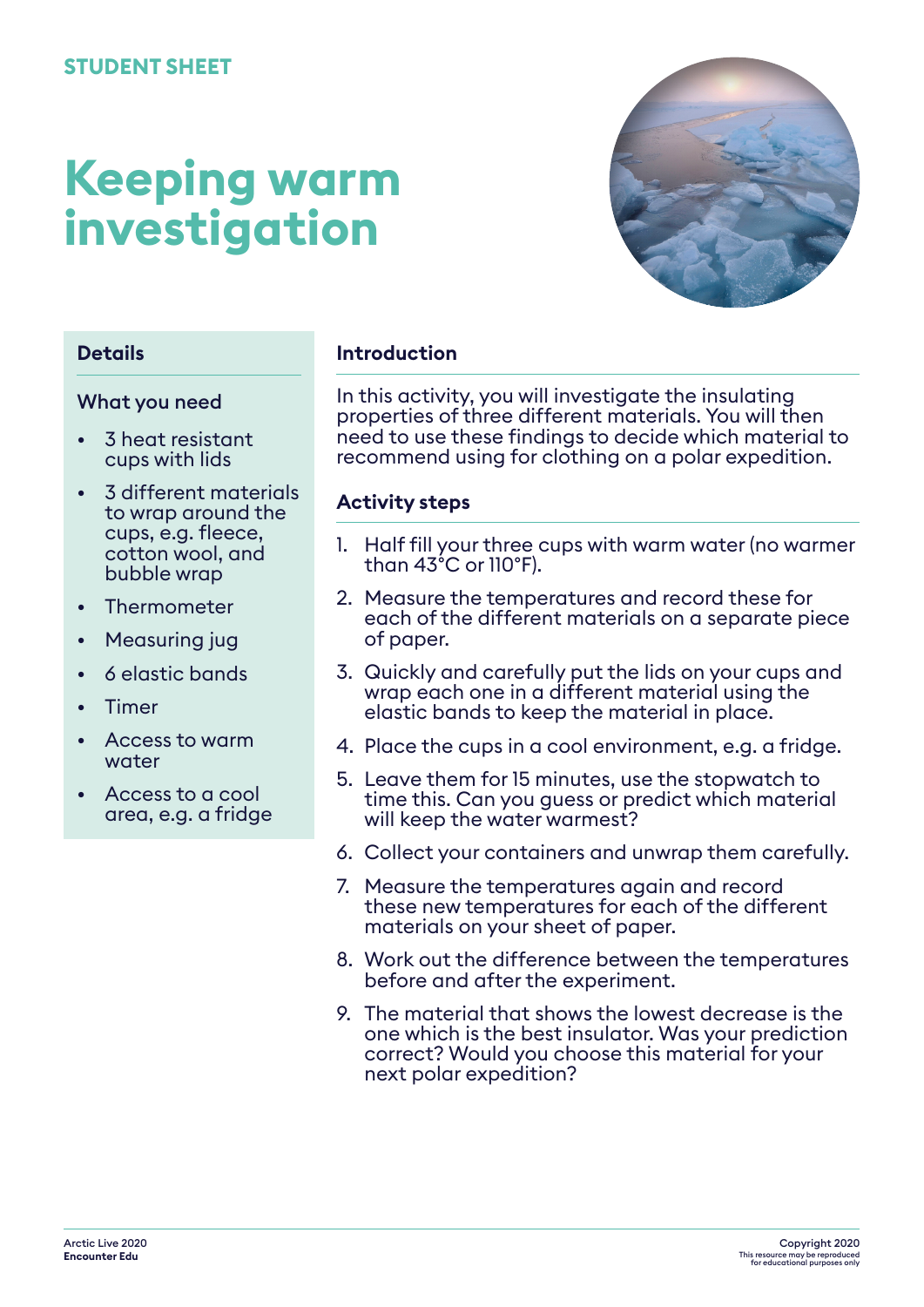STUDENT SHEET

# Keeping warm investigation

## Details

### What you need

- 3 heat resistant cups with lids
- 3 different materials to wrap around the cups, e.g. fleece, cotton wool, and bubble wrap
- Thermometer
- Measuring jug
- 6 elastic bands
- Timer
- Access to warm water
- Access to a cool area, e.g. a fridge

## Introduction

In this activity, you will investigate the insulating properties of three different materials. You will then need to use these findings to decide which material to recommend using for clothing on a polar expedition.

## Activity steps

1. Half fill your three cups with warm water (no warmer than 43°C or 110°F).
2. Measure the temperatures and record these for each of the different materials on a separate piece of paper.
3. Quickly and carefully put the lids on your cups and wrap each one in a different material using the elastic bands to keep the material in place.
4. Place the cups in a cool environment, e.g. a fridge.
5. Leave them for 15 minutes, use the stopwatch to time this. Can you guess or predict which material will keep the water warmest?
6. Collect your containers and unwrap them carefully.
7. Measure the temperatures again and record these new temperatures for each of the different materials on your sheet of paper.
8. Work out the difference between the temperatures before and after the experiment.
9. The material that shows the lowest decrease is the one which is the best insulator. Was your prediction correct? Would you choose this material for your next polar expedition?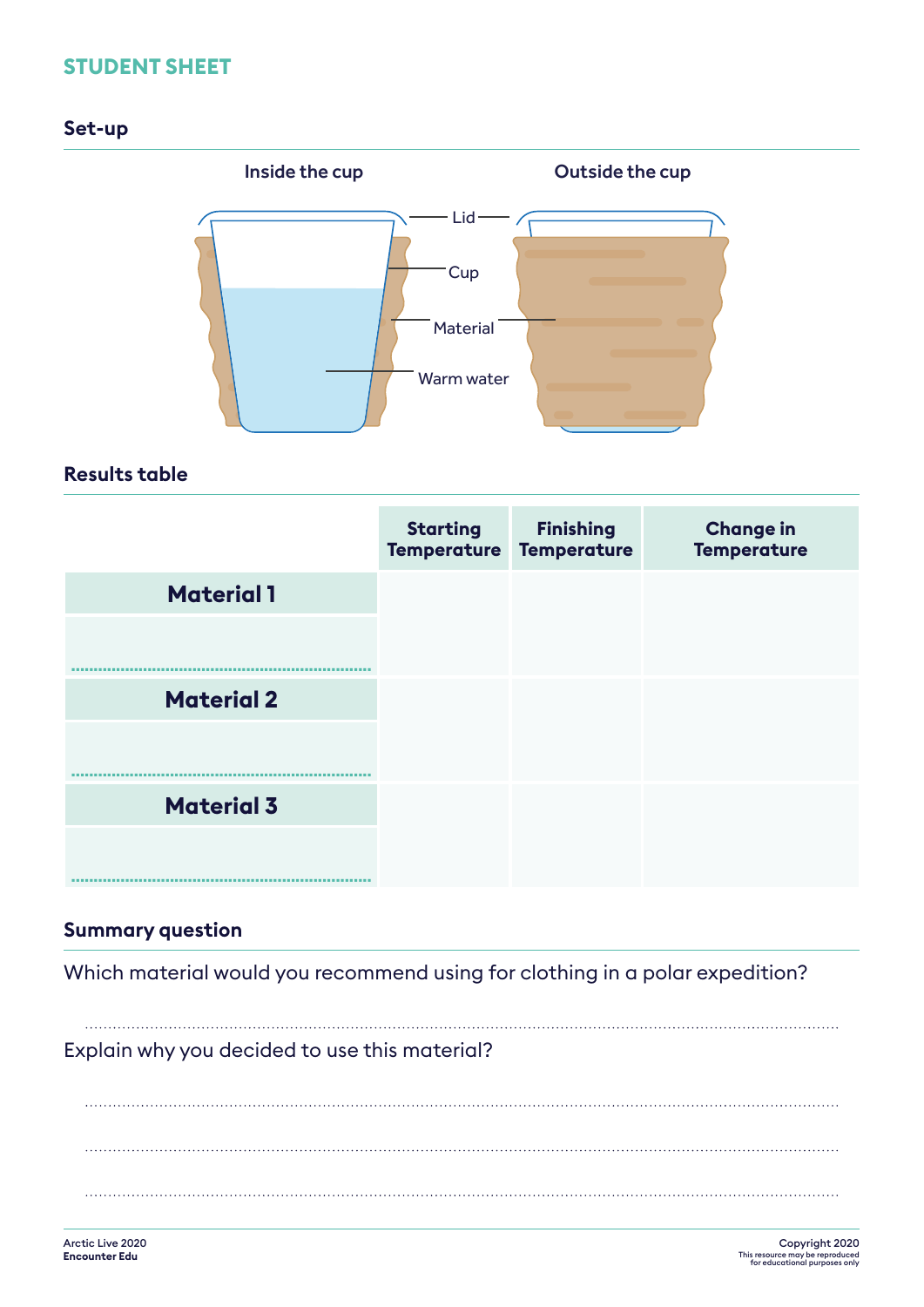## STUDENT SHEET

### Set-up

Inside the cup

Outside the cup

Lid

Cup

Material

Warm water

### Results table

| | Starting Temperature | Finishing Temperature | Change in Temperature |
|---|---|---|---|
| **Material 1** ..................... | | | |
| **Material 2** ..................... | | | |
| **Material 3** ..................... | | | |

### Summary question

Which material would you recommend using for clothing in a polar expedition?

.......................................................................................................................................

Explain why you decided to use this material?

.......................................................................................................................................

.......................................................................................................................................

.......................................................................................................................................

Arctic Live 2020
**Encounter Edu**

Copyright 2020
This resource may be reproduced for educational purposes only